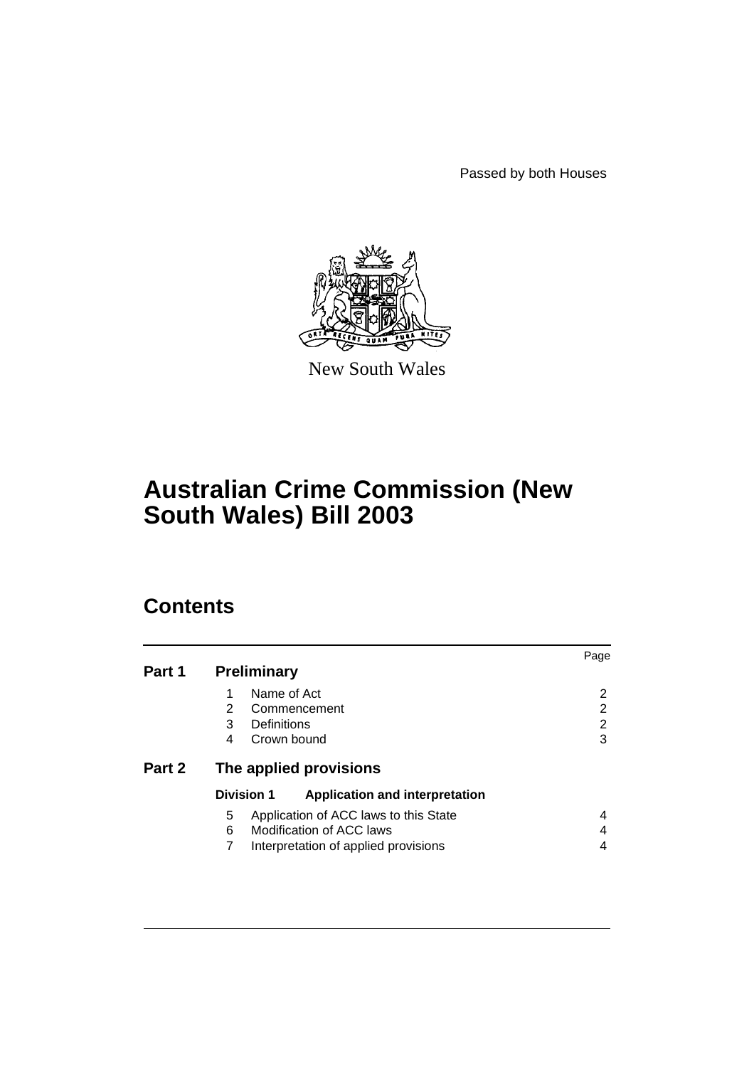Passed by both Houses

New South Wales

# Australian Crime Commission (New South Wales) Bill 2003

## Contents

| | | | Page |
|---|---|---|---|
| **Part 1** | **Preliminary** | | |
| | 1 | Name of Act | 2 |
| | 2 | Commencement | 2 |
| | 3 | Definitions | 2 |
| | 4 | Crown bound | 3 |
| **Part 2** | **The applied provisions** | | |
| | **Division 1** | **Application and interpretation** | |
| | 5 | Application of ACC laws to this State | 4 |
| | 6 | Modification of ACC laws | 4 |
| | 7 | Interpretation of applied provisions | 4 |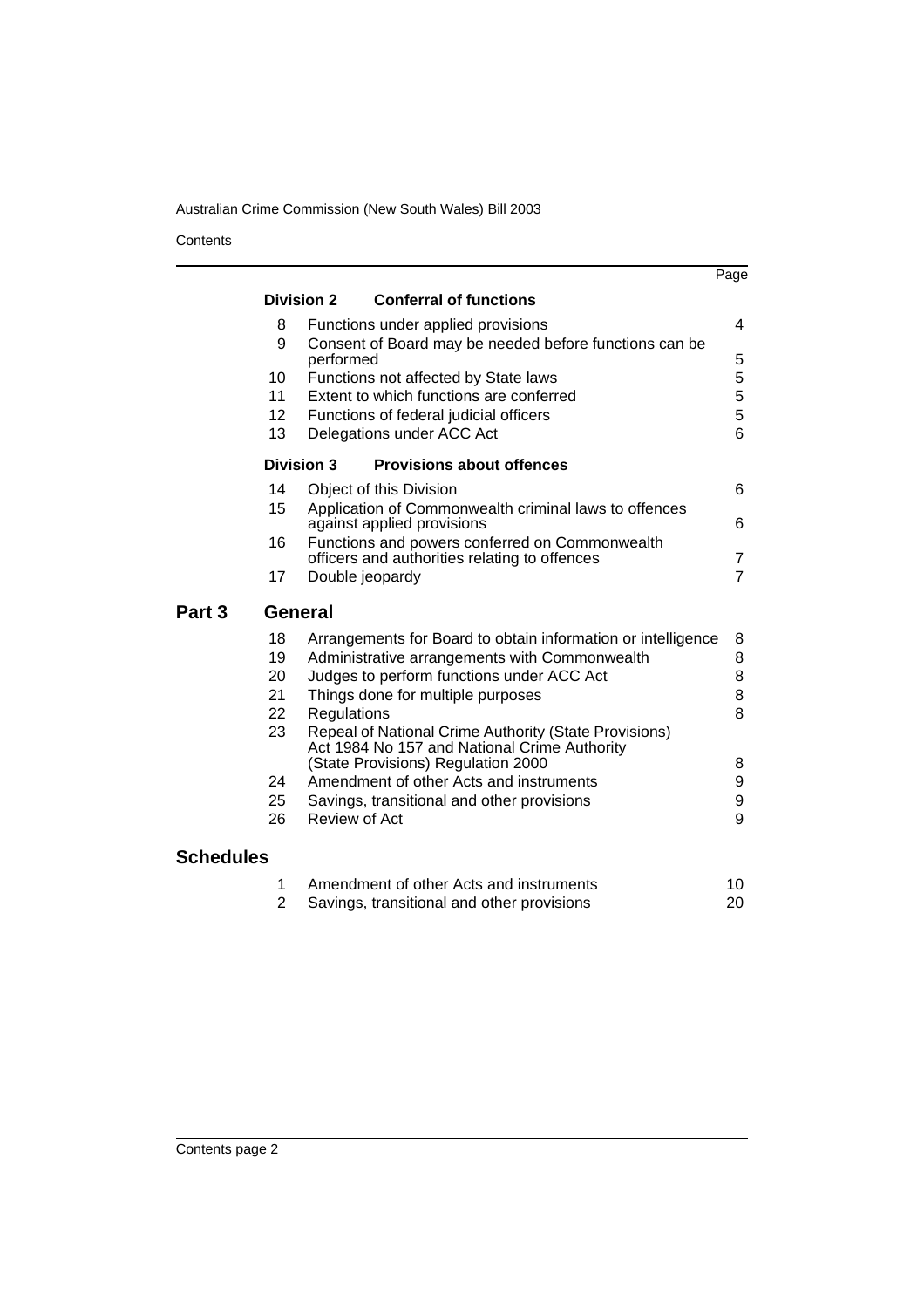| | | | Page |
|---|---|---|---|
| | **Division 2** | **Conferral of functions** | |
| | 8 | Functions under applied provisions | 4 |
| | 9 | Consent of Board may be needed before functions can be performed | 5 |
| | 10 | Functions not affected by State laws | 5 |
| | 11 | Extent to which functions are conferred | 5 |
| | 12 | Functions of federal judicial officers | 5 |
| | 13 | Delegations under ACC Act | 6 |
| | **Division 3** | **Provisions about offences** | |
| | 14 | Object of this Division | 6 |
| | 15 | Application of Commonwealth criminal laws to offences against applied provisions | 6 |
| | 16 | Functions and powers conferred on Commonwealth officers and authorities relating to offences | 7 |
| | 17 | Double jeopardy | 7 |
| **Part 3** | **General** | | |
| | 18 | Arrangements for Board to obtain information or intelligence | 8 |
| | 19 | Administrative arrangements with Commonwealth | 8 |
| | 20 | Judges to perform functions under ACC Act | 8 |
| | 21 | Things done for multiple purposes | 8 |
| | 22 | Regulations | 8 |
| | 23 | Repeal of National Crime Authority (State Provisions) Act 1984 No 157 and National Crime Authority (State Provisions) Regulation 2000 | 8 |
| | 24 | Amendment of other Acts and instruments | 9 |
| | 25 | Savings, transitional and other provisions | 9 |
| | 26 | Review of Act | 9 |
| **Schedules** | | | |
| | 1 | Amendment of other Acts and instruments | 10 |
| | 2 | Savings, transitional and other provisions | 20 |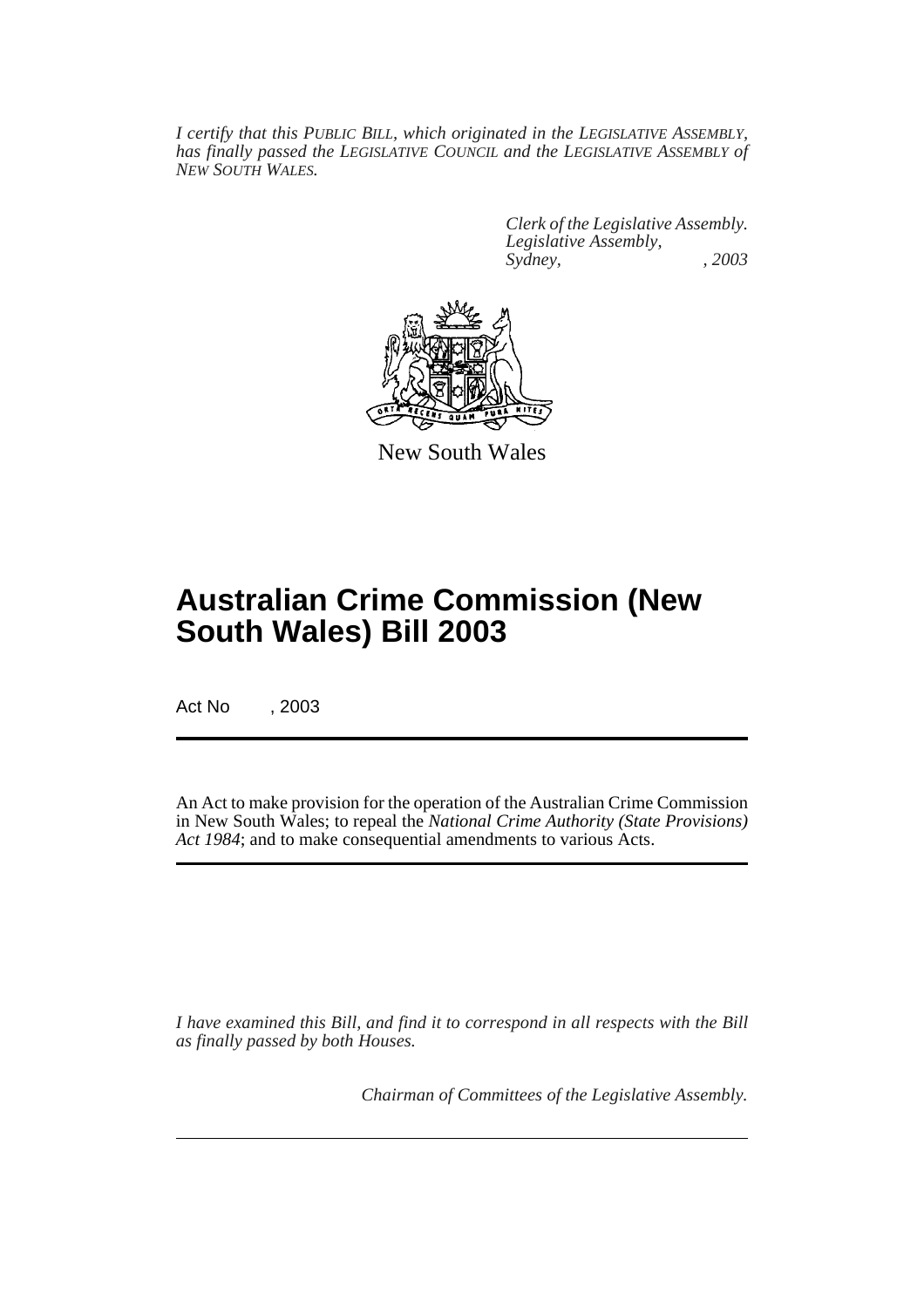*I certify that this PUBLIC BILL, which originated in the LEGISLATIVE ASSEMBLY, has finally passed the LEGISLATIVE COUNCIL and the LEGISLATIVE ASSEMBLY of NEW SOUTH WALES.*

*Clerk of the Legislative Assembly.*
*Legislative Assembly,*
*Sydney, , 2003*

New South Wales

# Australian Crime Commission (New South Wales) Bill 2003

Act No , 2003

An Act to make provision for the operation of the Australian Crime Commission in New South Wales; to repeal the *National Crime Authority (State Provisions) Act 1984*; and to make consequential amendments to various Acts.

*I have examined this Bill, and find it to correspond in all respects with the Bill as finally passed by both Houses.*

*Chairman of Committees of the Legislative Assembly.*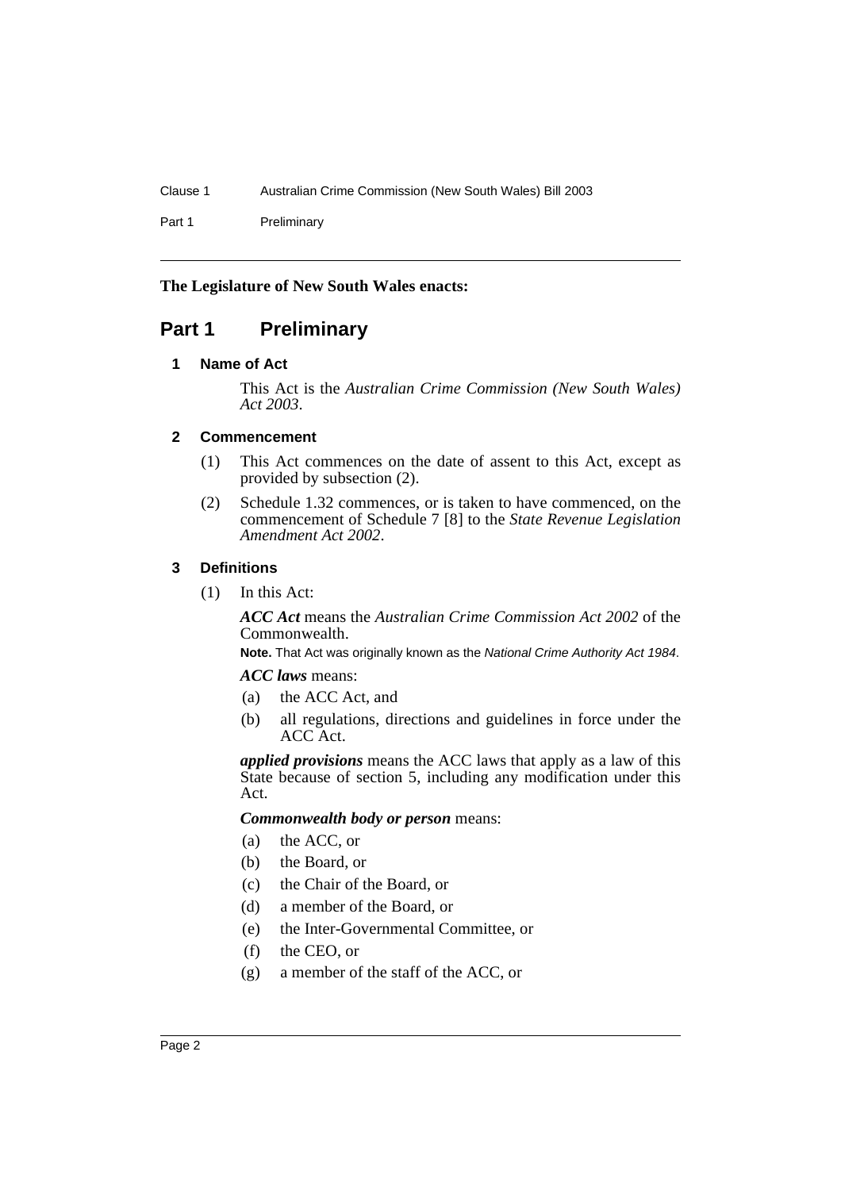**The Legislature of New South Wales enacts:**

# Part 1 Preliminary

## 1 Name of Act

This Act is the *Australian Crime Commission (New South Wales) Act 2003*.

## 2 Commencement

(1) This Act commences on the date of assent to this Act, except as provided by subsection (2).

(2) Schedule 1.32 commences, or is taken to have commenced, on the commencement of Schedule 7 [8] to the *State Revenue Legislation Amendment Act 2002*.

## 3 Definitions

(1) In this Act:

***ACC Act*** means the *Australian Crime Commission Act 2002* of the Commonwealth.

**Note.** That Act was originally known as the *National Crime Authority Act 1984*.

***ACC laws*** means:

(a) the ACC Act, and

(b) all regulations, directions and guidelines in force under the ACC Act.

***applied provisions*** means the ACC laws that apply as a law of this State because of section 5, including any modification under this Act.

***Commonwealth body or person*** means:

(a) the ACC, or

(b) the Board, or

(c) the Chair of the Board, or

(d) a member of the Board, or

(e) the Inter-Governmental Committee, or

(f) the CEO, or

(g) a member of the staff of the ACC, or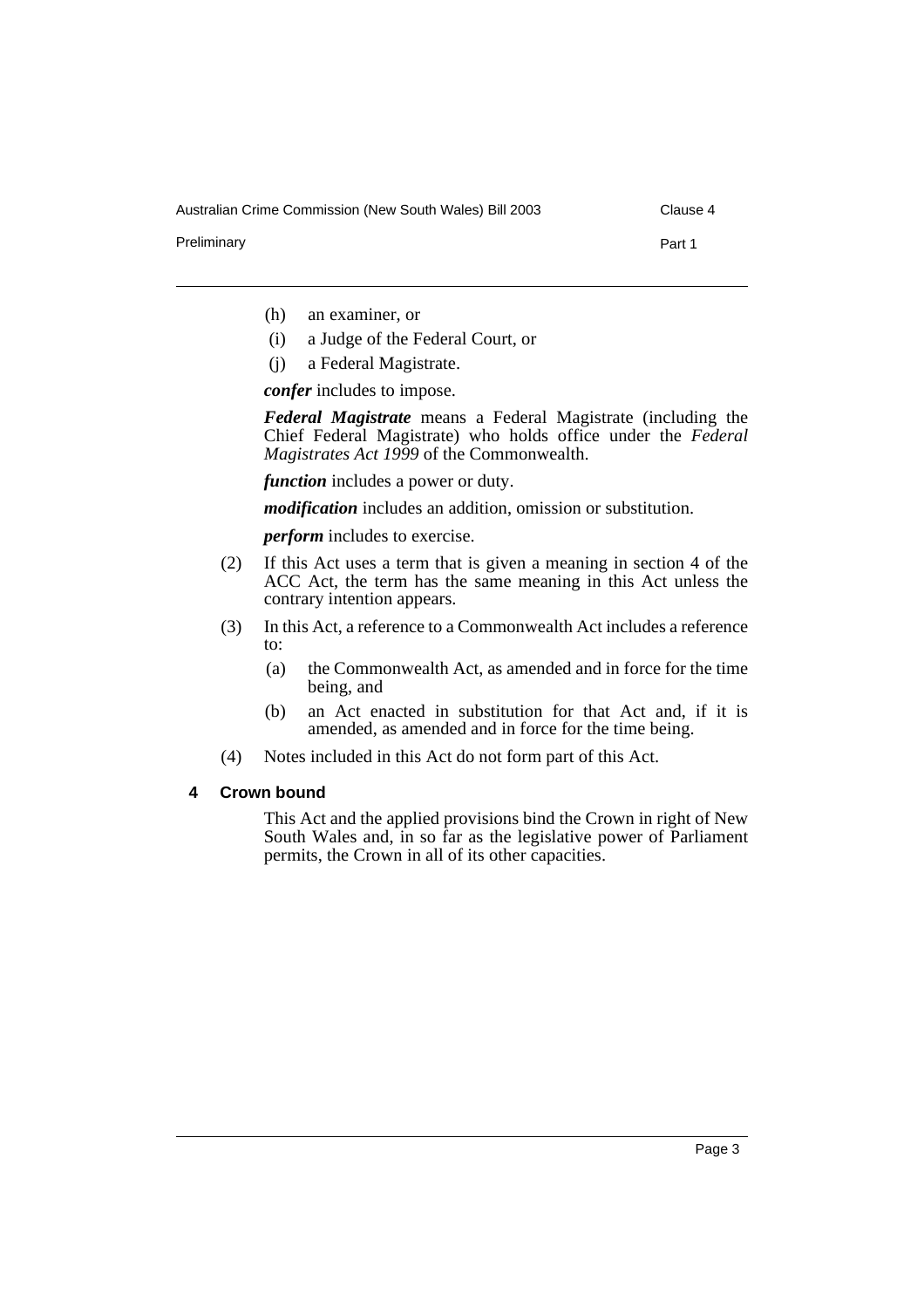(h) an examiner, or

(i) a Judge of the Federal Court, or

(j) a Federal Magistrate.

***confer*** includes to impose.

***Federal Magistrate*** means a Federal Magistrate (including the Chief Federal Magistrate) who holds office under the *Federal Magistrates Act 1999* of the Commonwealth.

***function*** includes a power or duty.

***modification*** includes an addition, omission or substitution.

***perform*** includes to exercise.

(2) If this Act uses a term that is given a meaning in section 4 of the ACC Act, the term has the same meaning in this Act unless the contrary intention appears.

(3) In this Act, a reference to a Commonwealth Act includes a reference to:

(a) the Commonwealth Act, as amended and in force for the time being, and

(b) an Act enacted in substitution for that Act and, if it is amended, as amended and in force for the time being.

(4) Notes included in this Act do not form part of this Act.

#### 4 Crown bound

This Act and the applied provisions bind the Crown in right of New South Wales and, in so far as the legislative power of Parliament permits, the Crown in all of its other capacities.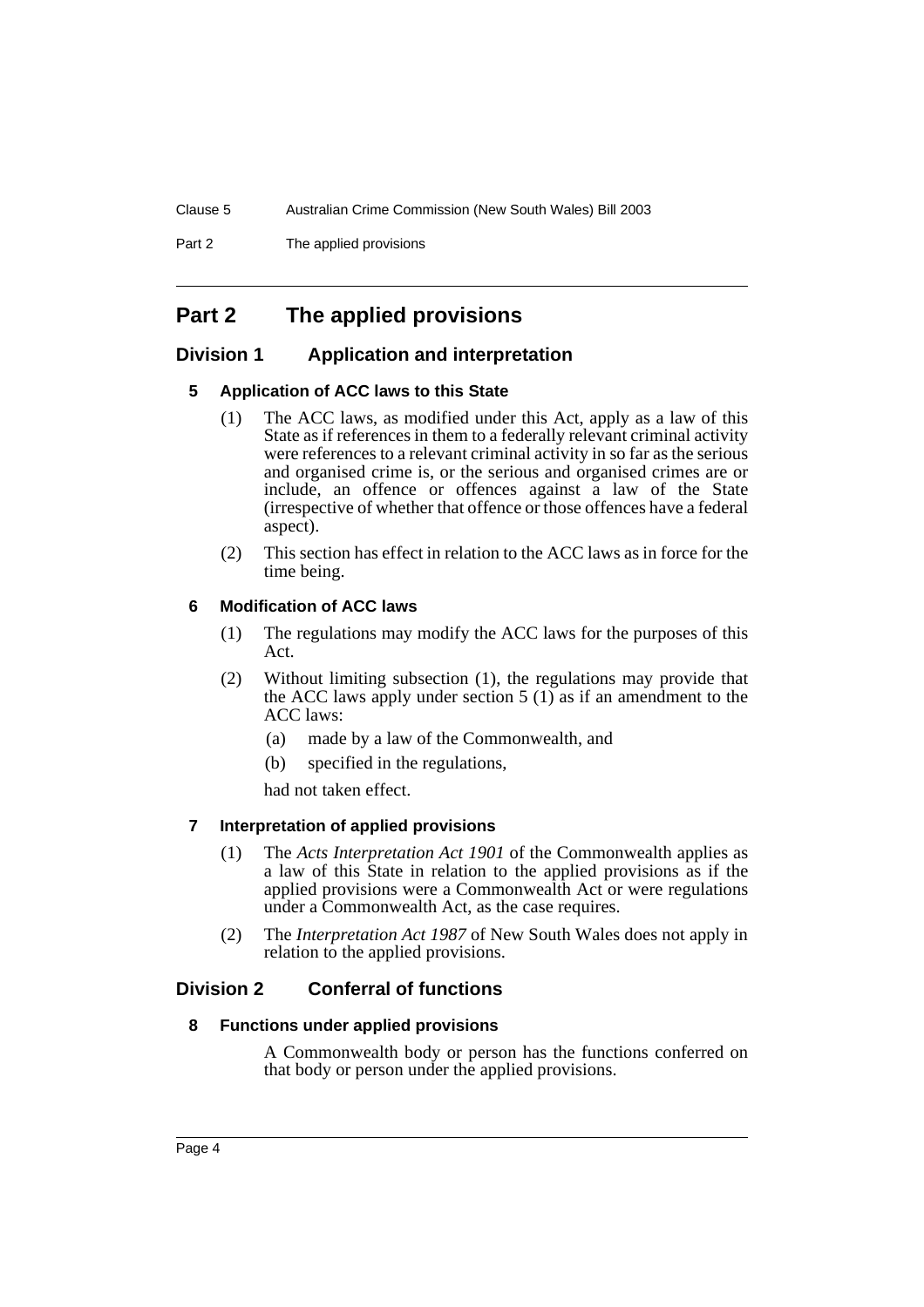# Part 2 The applied provisions

## Division 1 Application and interpretation

### 5 Application of ACC laws to this State

(1) The ACC laws, as modified under this Act, apply as a law of this State as if references in them to a federally relevant criminal activity were references to a relevant criminal activity in so far as the serious and organised crime is, or the serious and organised crimes are or include, an offence or offences against a law of the State (irrespective of whether that offence or those offences have a federal aspect).

(2) This section has effect in relation to the ACC laws as in force for the time being.

### 6 Modification of ACC laws

(1) The regulations may modify the ACC laws for the purposes of this Act.

(2) Without limiting subsection (1), the regulations may provide that the ACC laws apply under section 5 (1) as if an amendment to the ACC laws:

- (a) made by a law of the Commonwealth, and
- (b) specified in the regulations,

had not taken effect.

### 7 Interpretation of applied provisions

(1) The *Acts Interpretation Act 1901* of the Commonwealth applies as a law of this State in relation to the applied provisions as if the applied provisions were a Commonwealth Act or were regulations under a Commonwealth Act, as the case requires.

(2) The *Interpretation Act 1987* of New South Wales does not apply in relation to the applied provisions.

## Division 2 Conferral of functions

### 8 Functions under applied provisions

A Commonwealth body or person has the functions conferred on that body or person under the applied provisions.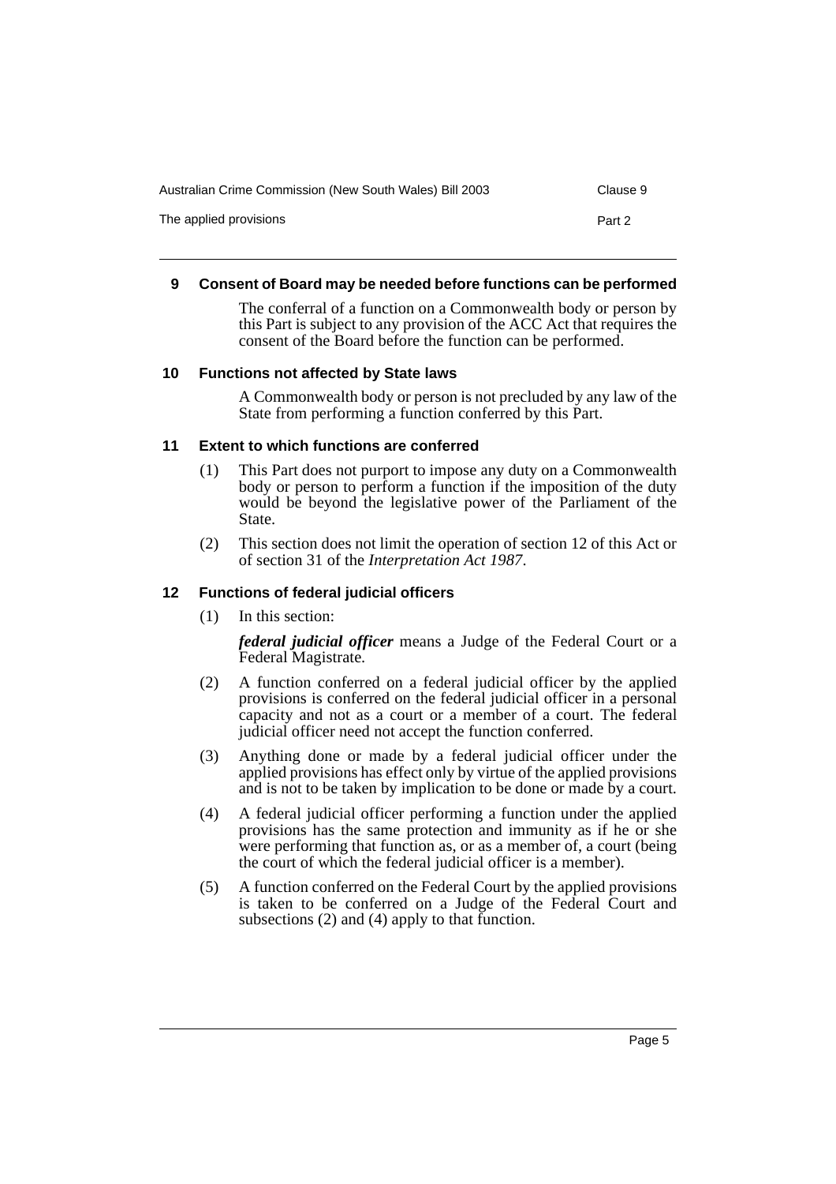### 9 Consent of Board may be needed before functions can be performed

The conferral of a function on a Commonwealth body or person by this Part is subject to any provision of the ACC Act that requires the consent of the Board before the function can be performed.

### 10 Functions not affected by State laws

A Commonwealth body or person is not precluded by any law of the State from performing a function conferred by this Part.

### 11 Extent to which functions are conferred

(1) This Part does not purport to impose any duty on a Commonwealth body or person to perform a function if the imposition of the duty would be beyond the legislative power of the Parliament of the State.

(2) This section does not limit the operation of section 12 of this Act or of section 31 of the *Interpretation Act 1987*.

### 12 Functions of federal judicial officers

(1) In this section:

***federal judicial officer*** means a Judge of the Federal Court or a Federal Magistrate.

(2) A function conferred on a federal judicial officer by the applied provisions is conferred on the federal judicial officer in a personal capacity and not as a court or a member of a court. The federal judicial officer need not accept the function conferred.

(3) Anything done or made by a federal judicial officer under the applied provisions has effect only by virtue of the applied provisions and is not to be taken by implication to be done or made by a court.

(4) A federal judicial officer performing a function under the applied provisions has the same protection and immunity as if he or she were performing that function as, or as a member of, a court (being the court of which the federal judicial officer is a member).

(5) A function conferred on the Federal Court by the applied provisions is taken to be conferred on a Judge of the Federal Court and subsections (2) and (4) apply to that function.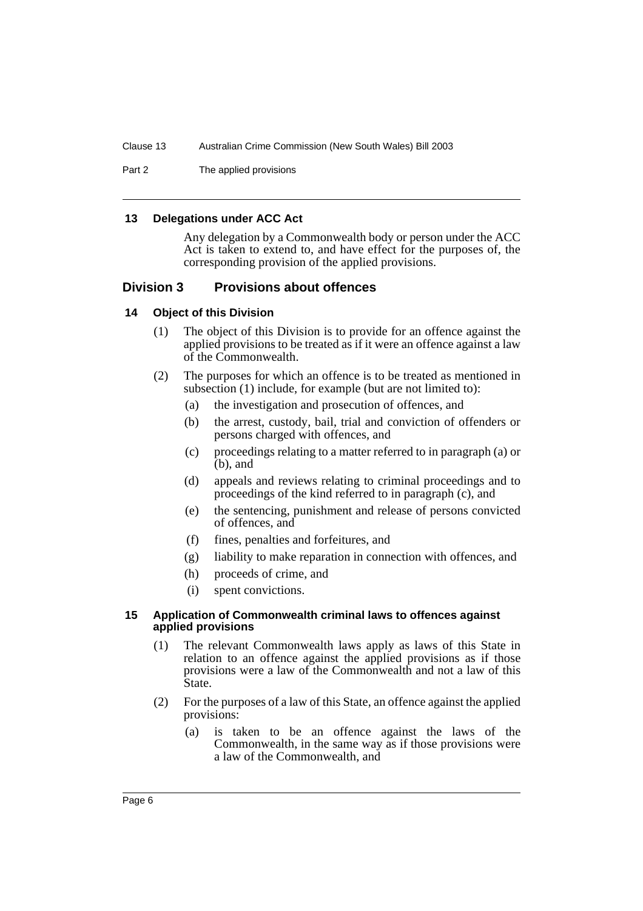#### 13 Delegations under ACC Act

Any delegation by a Commonwealth body or person under the ACC Act is taken to extend to, and have effect for the purposes of, the corresponding provision of the applied provisions.

### Division 3 Provisions about offences

#### 14 Object of this Division

(1) The object of this Division is to provide for an offence against the applied provisions to be treated as if it were an offence against a law of the Commonwealth.

(2) The purposes for which an offence is to be treated as mentioned in subsection (1) include, for example (but are not limited to):

- (a) the investigation and prosecution of offences, and
- (b) the arrest, custody, bail, trial and conviction of offenders or persons charged with offences, and
- (c) proceedings relating to a matter referred to in paragraph (a) or (b), and
- (d) appeals and reviews relating to criminal proceedings and to proceedings of the kind referred to in paragraph (c), and
- (e) the sentencing, punishment and release of persons convicted of offences, and
- (f) fines, penalties and forfeitures, and
- (g) liability to make reparation in connection with offences, and
- (h) proceeds of crime, and
- (i) spent convictions.

#### 15 Application of Commonwealth criminal laws to offences against applied provisions

(1) The relevant Commonwealth laws apply as laws of this State in relation to an offence against the applied provisions as if those provisions were a law of the Commonwealth and not a law of this State.

(2) For the purposes of a law of this State, an offence against the applied provisions:

- (a) is taken to be an offence against the laws of the Commonwealth, in the same way as if those provisions were a law of the Commonwealth, and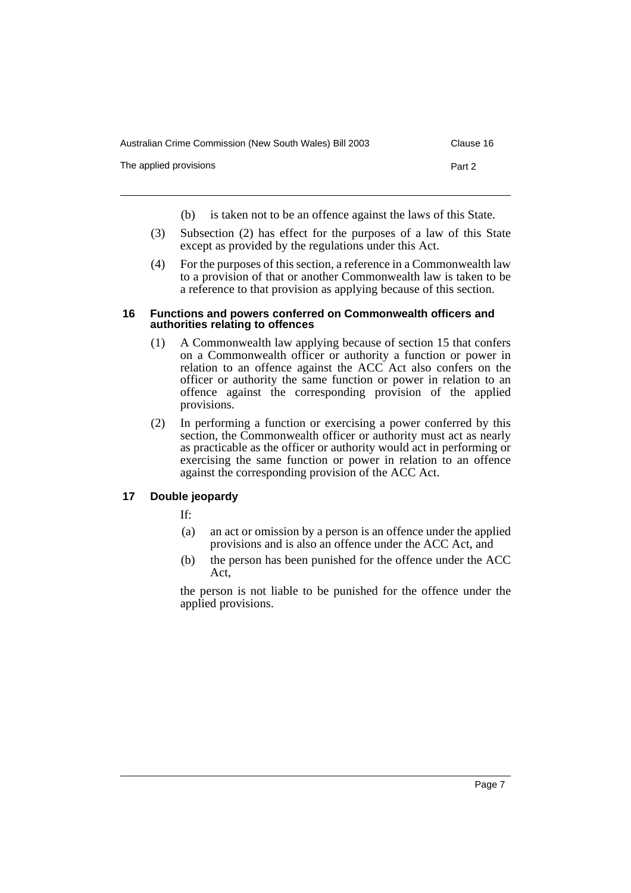(b) is taken not to be an offence against the laws of this State.

(3) Subsection (2) has effect for the purposes of a law of this State except as provided by the regulations under this Act.

(4) For the purposes of this section, a reference in a Commonwealth law to a provision of that or another Commonwealth law is taken to be a reference to that provision as applying because of this section.

### 16 Functions and powers conferred on Commonwealth officers and authorities relating to offences

(1) A Commonwealth law applying because of section 15 that confers on a Commonwealth officer or authority a function or power in relation to an offence against the ACC Act also confers on the officer or authority the same function or power in relation to an offence against the corresponding provision of the applied provisions.

(2) In performing a function or exercising a power conferred by this section, the Commonwealth officer or authority must act as nearly as practicable as the officer or authority would act in performing or exercising the same function or power in relation to an offence against the corresponding provision of the ACC Act.

### 17 Double jeopardy

If:

(a) an act or omission by a person is an offence under the applied provisions and is also an offence under the ACC Act, and

(b) the person has been punished for the offence under the ACC Act,

the person is not liable to be punished for the offence under the applied provisions.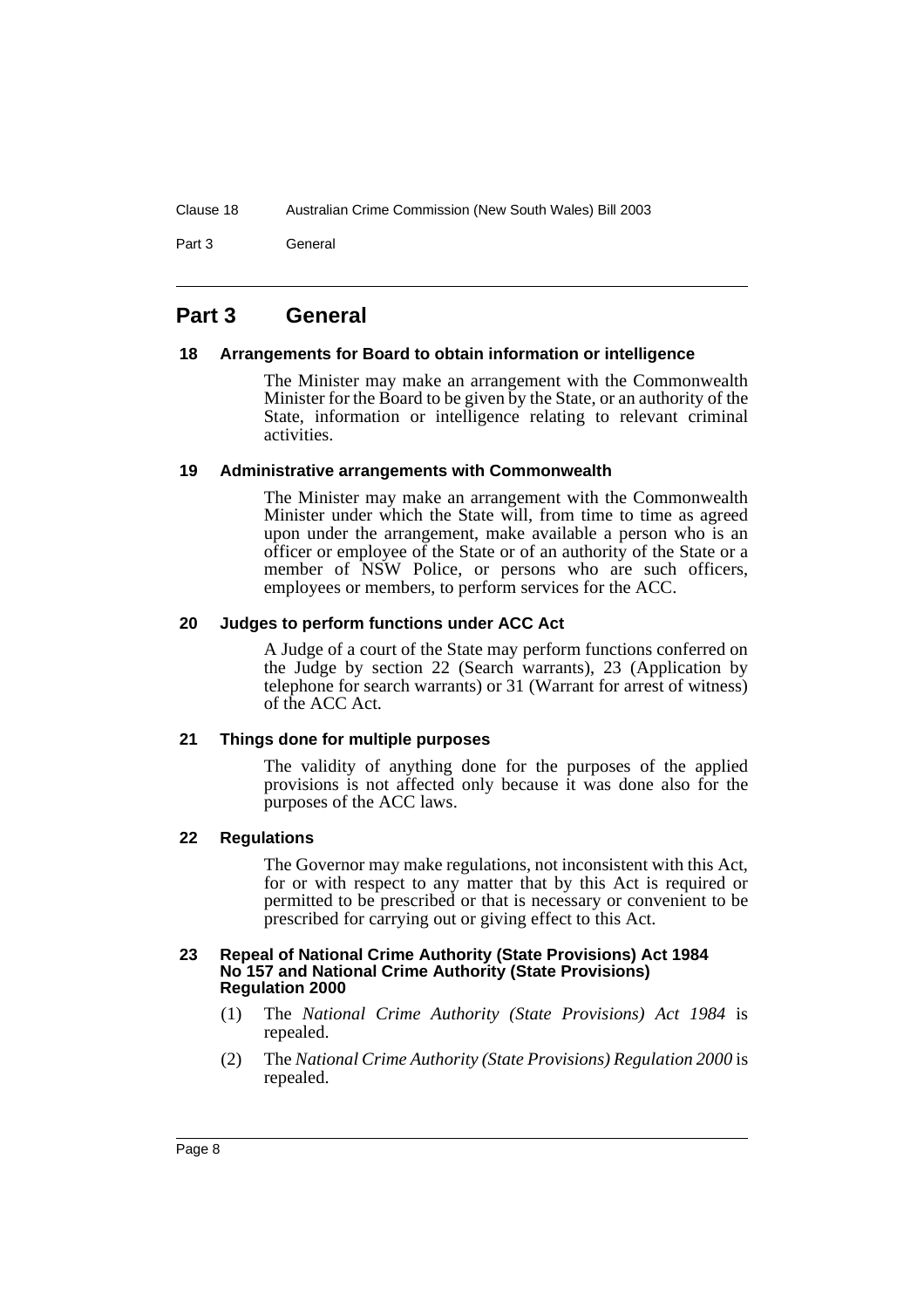## Part 3 General

### 18 Arrangements for Board to obtain information or intelligence

The Minister may make an arrangement with the Commonwealth Minister for the Board to be given by the State, or an authority of the State, information or intelligence relating to relevant criminal activities.

### 19 Administrative arrangements with Commonwealth

The Minister may make an arrangement with the Commonwealth Minister under which the State will, from time to time as agreed upon under the arrangement, make available a person who is an officer or employee of the State or of an authority of the State or a member of NSW Police, or persons who are such officers, employees or members, to perform services for the ACC.

### 20 Judges to perform functions under ACC Act

A Judge of a court of the State may perform functions conferred on the Judge by section 22 (Search warrants), 23 (Application by telephone for search warrants) or 31 (Warrant for arrest of witness) of the ACC Act.

### 21 Things done for multiple purposes

The validity of anything done for the purposes of the applied provisions is not affected only because it was done also for the purposes of the ACC laws.

### 22 Regulations

The Governor may make regulations, not inconsistent with this Act, for or with respect to any matter that by this Act is required or permitted to be prescribed or that is necessary or convenient to be prescribed for carrying out or giving effect to this Act.

### 23 Repeal of National Crime Authority (State Provisions) Act 1984 No 157 and National Crime Authority (State Provisions) Regulation 2000

(1) The *National Crime Authority (State Provisions) Act 1984* is repealed.

(2) The *National Crime Authority (State Provisions) Regulation 2000* is repealed.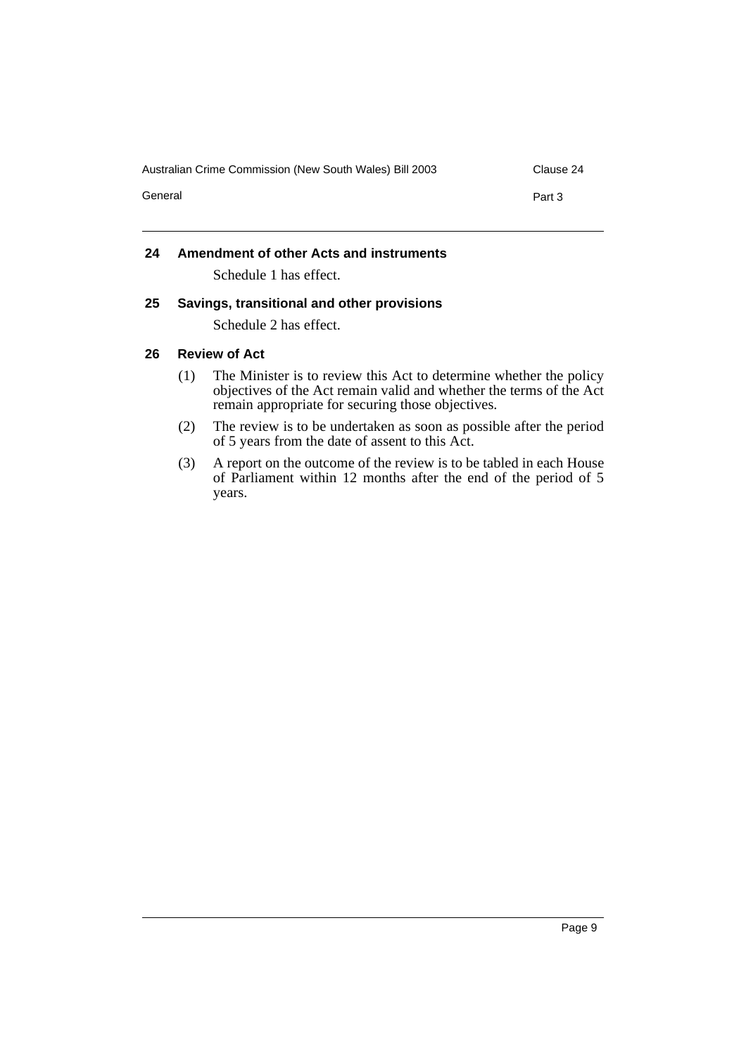### 24 Amendment of other Acts and instruments

Schedule 1 has effect.

### 25 Savings, transitional and other provisions

Schedule 2 has effect.

### 26 Review of Act

(1) The Minister is to review this Act to determine whether the policy objectives of the Act remain valid and whether the terms of the Act remain appropriate for securing those objectives.

(2) The review is to be undertaken as soon as possible after the period of 5 years from the date of assent to this Act.

(3) A report on the outcome of the review is to be tabled in each House of Parliament within 12 months after the end of the period of 5 years.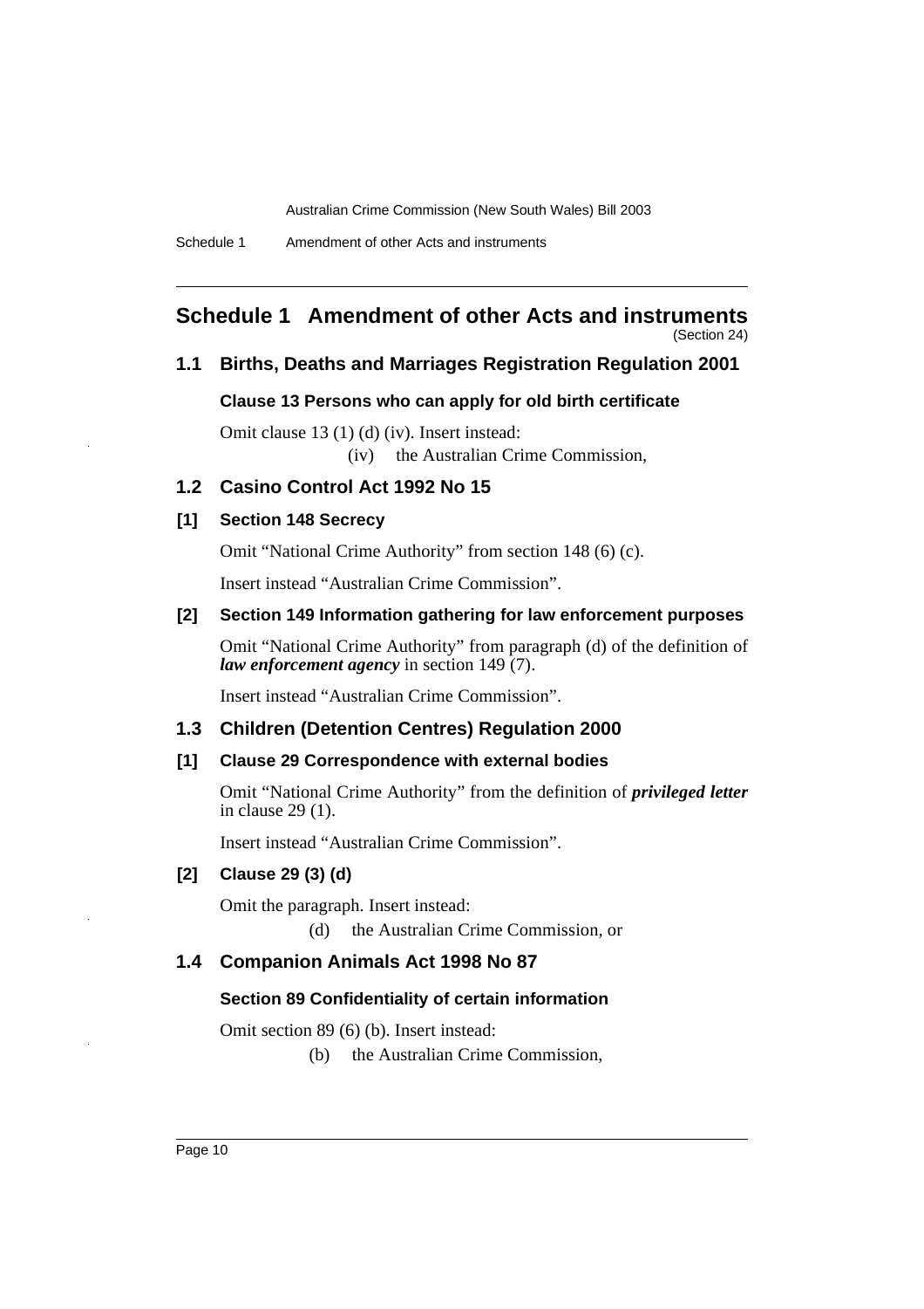# Schedule 1 Amendment of other Acts and instruments

(Section 24)

## 1.1 Births, Deaths and Marriages Registration Regulation 2001

### Clause 13 Persons who can apply for old birth certificate

Omit clause 13 (1) (d) (iv). Insert instead:

(iv) the Australian Crime Commission,

## 1.2 Casino Control Act 1992 No 15

### [1] Section 148 Secrecy

Omit "National Crime Authority" from section 148 (6) (c).

Insert instead "Australian Crime Commission".

### [2] Section 149 Information gathering for law enforcement purposes

Omit "National Crime Authority" from paragraph (d) of the definition of ***law enforcement agency*** in section 149 (7).

Insert instead "Australian Crime Commission".

## 1.3 Children (Detention Centres) Regulation 2000

### [1] Clause 29 Correspondence with external bodies

Omit "National Crime Authority" from the definition of ***privileged letter*** in clause 29 (1).

Insert instead "Australian Crime Commission".

### [2] Clause 29 (3) (d)

Omit the paragraph. Insert instead:

(d) the Australian Crime Commission, or

## 1.4 Companion Animals Act 1998 No 87

### Section 89 Confidentiality of certain information

Omit section 89 (6) (b). Insert instead:

(b) the Australian Crime Commission,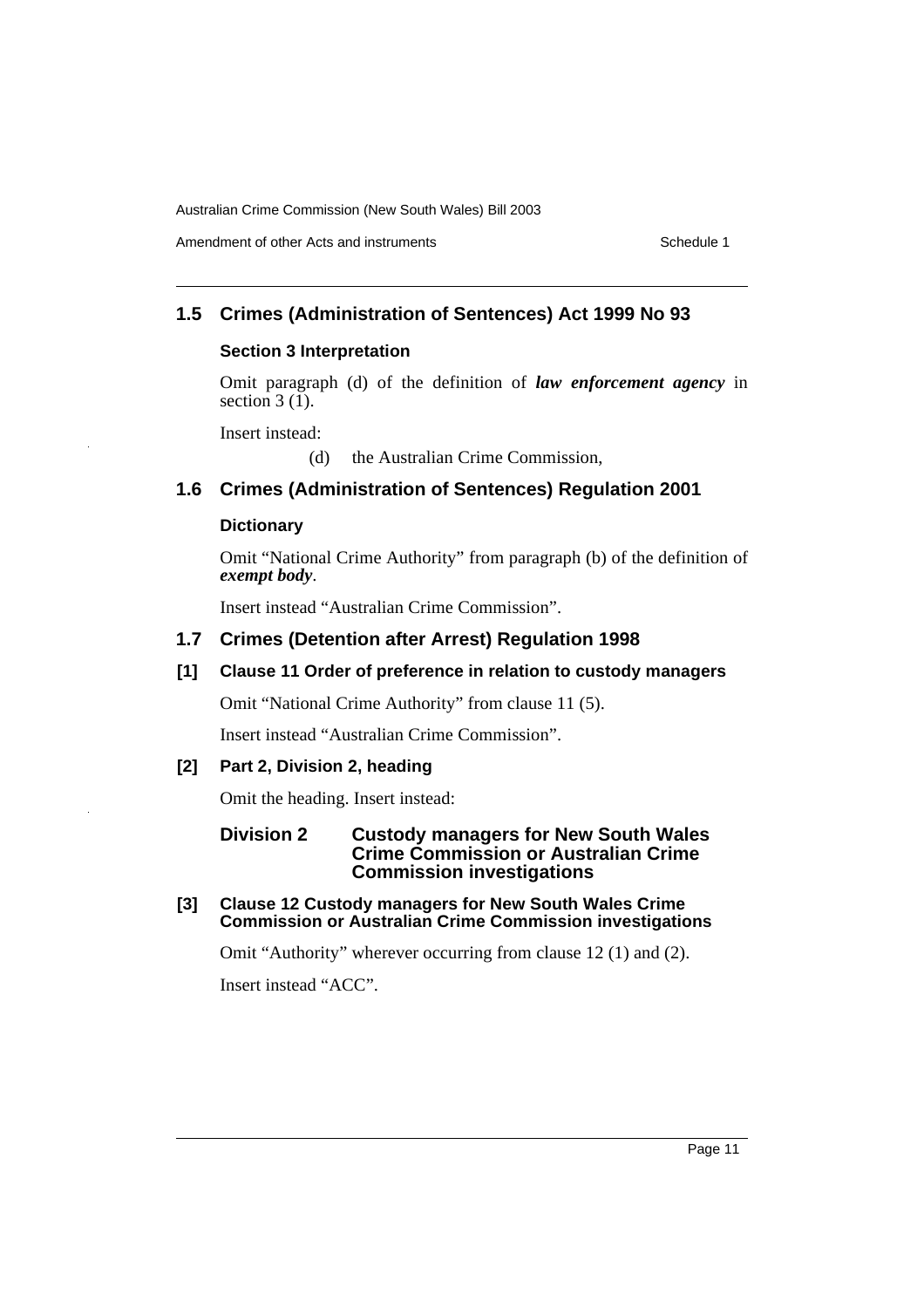## 1.5 Crimes (Administration of Sentences) Act 1999 No 93

### Section 3 Interpretation

Omit paragraph (d) of the definition of ***law enforcement agency*** in section 3 (1).

Insert instead:

(d) the Australian Crime Commission,

## 1.6 Crimes (Administration of Sentences) Regulation 2001

### Dictionary

Omit "National Crime Authority" from paragraph (b) of the definition of ***exempt body***.

Insert instead "Australian Crime Commission".

## 1.7 Crimes (Detention after Arrest) Regulation 1998

### [1] Clause 11 Order of preference in relation to custody managers

Omit "National Crime Authority" from clause 11 (5).

Insert instead "Australian Crime Commission".

### [2] Part 2, Division 2, heading

Omit the heading. Insert instead:

**Division 2 Custody managers for New South Wales Crime Commission or Australian Crime Commission investigations**

### [3] Clause 12 Custody managers for New South Wales Crime Commission or Australian Crime Commission investigations

Omit "Authority" wherever occurring from clause 12 (1) and (2).

Insert instead "ACC".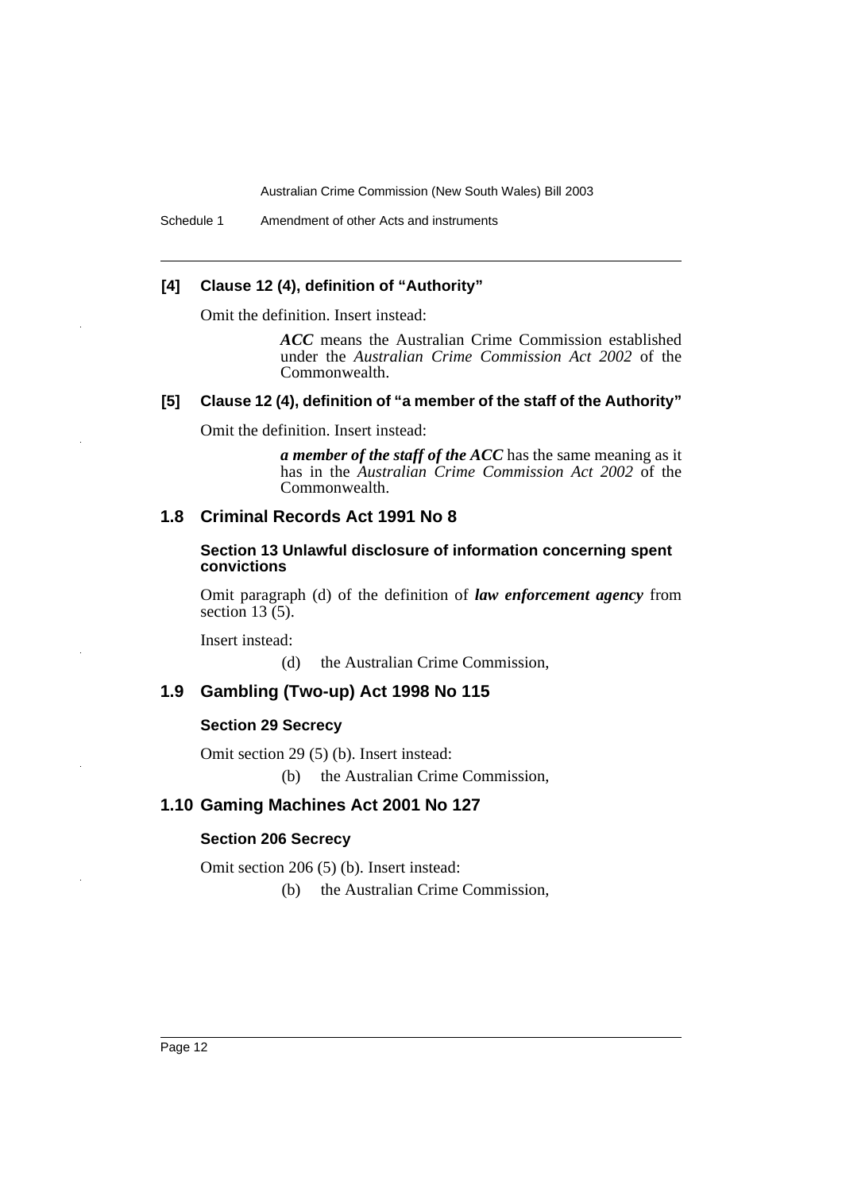#### [4] Clause 12 (4), definition of "Authority"

Omit the definition. Insert instead:

> ***ACC*** means the Australian Crime Commission established under the *Australian Crime Commission Act 2002* of the Commonwealth.

#### [5] Clause 12 (4), definition of "a member of the staff of the Authority"

Omit the definition. Insert instead:

> ***a member of the staff of the ACC*** has the same meaning as it has in the *Australian Crime Commission Act 2002* of the Commonwealth.

### 1.8 Criminal Records Act 1991 No 8

#### Section 13 Unlawful disclosure of information concerning spent convictions

Omit paragraph (d) of the definition of ***law enforcement agency*** from section 13 (5).

Insert instead:

> (d) the Australian Crime Commission,

### 1.9 Gambling (Two-up) Act 1998 No 115

#### Section 29 Secrecy

Omit section 29 (5) (b). Insert instead:

> (b) the Australian Crime Commission,

### 1.10 Gaming Machines Act 2001 No 127

#### Section 206 Secrecy

Omit section 206 (5) (b). Insert instead:

> (b) the Australian Crime Commission,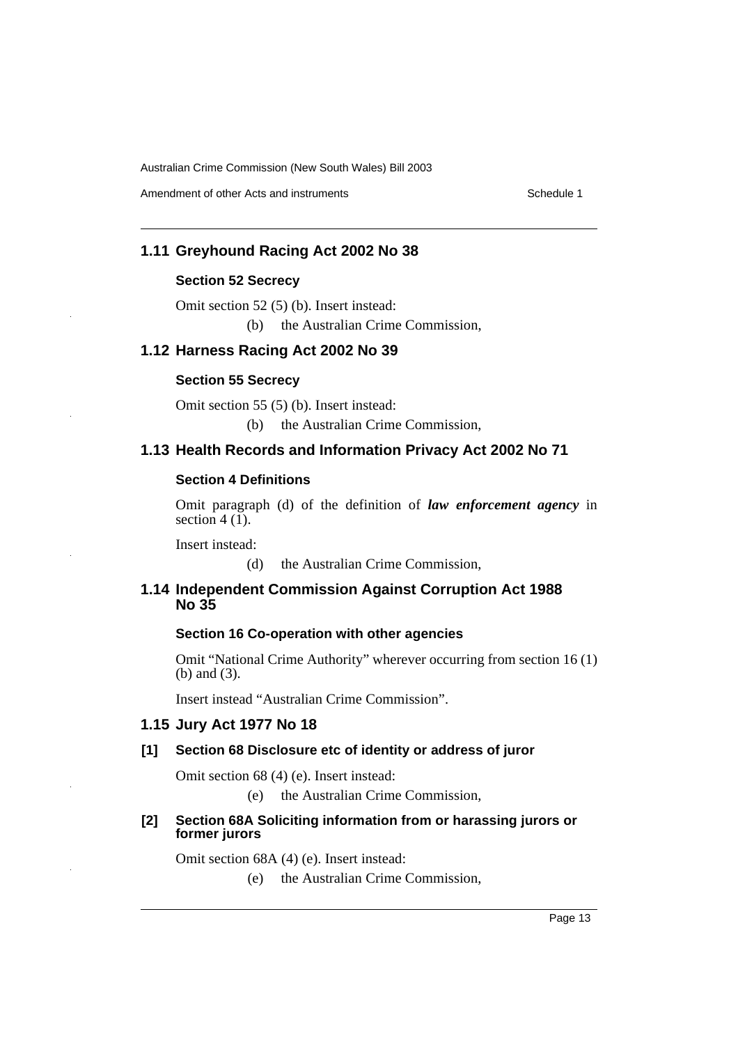## 1.11 Greyhound Racing Act 2002 No 38

### Section 52 Secrecy

Omit section 52 (5) (b). Insert instead:

(b) the Australian Crime Commission,

## 1.12 Harness Racing Act 2002 No 39

### Section 55 Secrecy

Omit section 55 (5) (b). Insert instead:

(b) the Australian Crime Commission,

## 1.13 Health Records and Information Privacy Act 2002 No 71

### Section 4 Definitions

Omit paragraph (d) of the definition of ***law enforcement agency*** in section 4 (1).

Insert instead:

(d) the Australian Crime Commission,

## 1.14 Independent Commission Against Corruption Act 1988 No 35

### Section 16 Co-operation with other agencies

Omit "National Crime Authority" wherever occurring from section 16 (1) (b) and (3).

Insert instead "Australian Crime Commission".

## 1.15 Jury Act 1977 No 18

### [1] Section 68 Disclosure etc of identity or address of juror

Omit section 68 (4) (e). Insert instead:

(e) the Australian Crime Commission,

### [2] Section 68A Soliciting information from or harassing jurors or former jurors

Omit section 68A (4) (e). Insert instead:

(e) the Australian Crime Commission,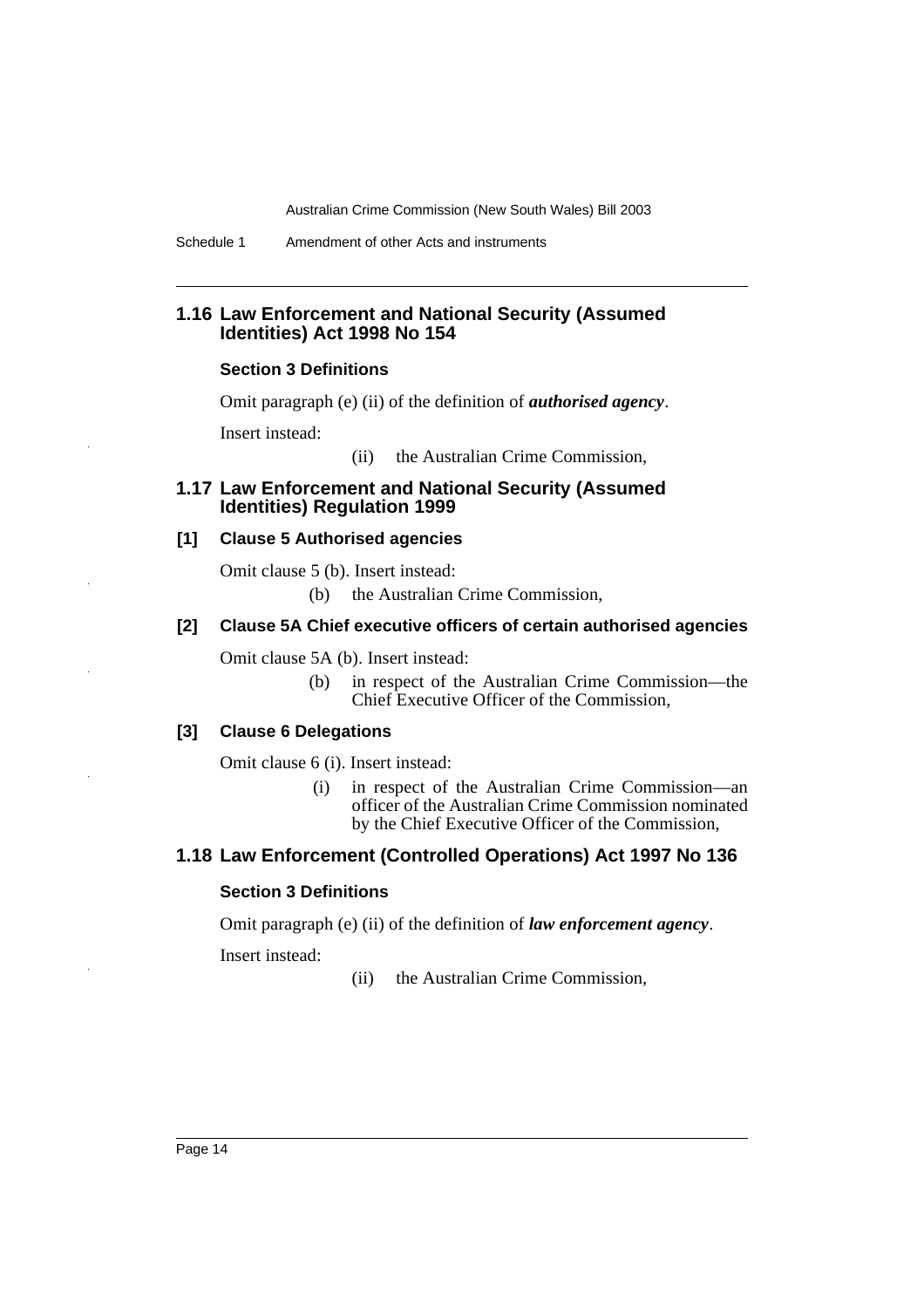## 1.16 Law Enforcement and National Security (Assumed Identities) Act 1998 No 154

### Section 3 Definitions

Omit paragraph (e) (ii) of the definition of ***authorised agency***.

Insert instead:

> (ii) the Australian Crime Commission,

## 1.17 Law Enforcement and National Security (Assumed Identities) Regulation 1999

### [1] Clause 5 Authorised agencies

Omit clause 5 (b). Insert instead:

> (b) the Australian Crime Commission,

### [2] Clause 5A Chief executive officers of certain authorised agencies

Omit clause 5A (b). Insert instead:

> (b) in respect of the Australian Crime Commission—the Chief Executive Officer of the Commission,

### [3] Clause 6 Delegations

Omit clause 6 (i). Insert instead:

> (i) in respect of the Australian Crime Commission—an officer of the Australian Crime Commission nominated by the Chief Executive Officer of the Commission,

## 1.18 Law Enforcement (Controlled Operations) Act 1997 No 136

### Section 3 Definitions

Omit paragraph (e) (ii) of the definition of ***law enforcement agency***.

Insert instead:

> (ii) the Australian Crime Commission,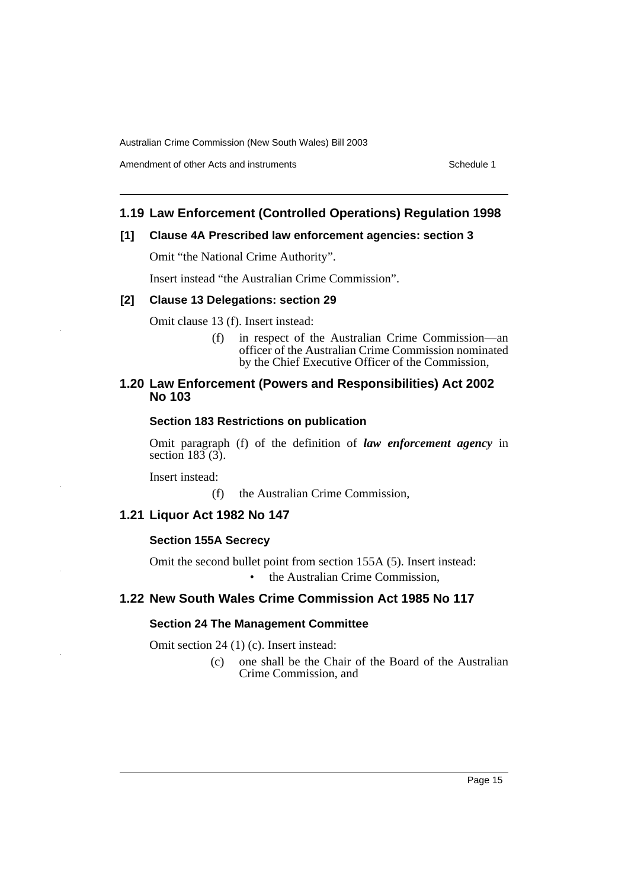## 1.19 Law Enforcement (Controlled Operations) Regulation 1998

### [1] Clause 4A Prescribed law enforcement agencies: section 3

Omit "the National Crime Authority".

Insert instead "the Australian Crime Commission".

### [2] Clause 13 Delegations: section 29

Omit clause 13 (f). Insert instead:

> (f) in respect of the Australian Crime Commission—an officer of the Australian Crime Commission nominated by the Chief Executive Officer of the Commission,

## 1.20 Law Enforcement (Powers and Responsibilities) Act 2002 No 103

### Section 183 Restrictions on publication

Omit paragraph (f) of the definition of ***law enforcement agency*** in section 183 (3).

Insert instead:

> (f) the Australian Crime Commission,

## 1.21 Liquor Act 1982 No 147

### Section 155A Secrecy

Omit the second bullet point from section 155A (5). Insert instead:

> • the Australian Crime Commission,

## 1.22 New South Wales Crime Commission Act 1985 No 117

### Section 24 The Management Committee

Omit section 24 (1) (c). Insert instead:

> (c) one shall be the Chair of the Board of the Australian Crime Commission, and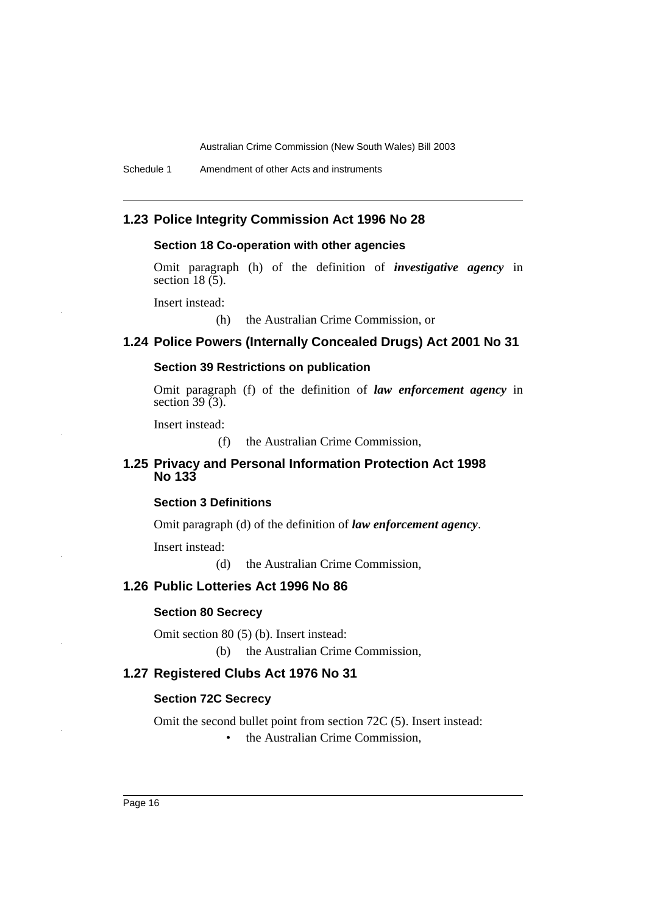## 1.23 Police Integrity Commission Act 1996 No 28

### Section 18 Co-operation with other agencies

Omit paragraph (h) of the definition of ***investigative agency*** in section 18 (5).

Insert instead:

(h) the Australian Crime Commission, or

## 1.24 Police Powers (Internally Concealed Drugs) Act 2001 No 31

### Section 39 Restrictions on publication

Omit paragraph (f) of the definition of ***law enforcement agency*** in section 39 (3).

Insert instead:

(f) the Australian Crime Commission,

## 1.25 Privacy and Personal Information Protection Act 1998 No 133

### Section 3 Definitions

Omit paragraph (d) of the definition of ***law enforcement agency***.

Insert instead:

(d) the Australian Crime Commission,

## 1.26 Public Lotteries Act 1996 No 86

### Section 80 Secrecy

Omit section 80 (5) (b). Insert instead:

(b) the Australian Crime Commission,

## 1.27 Registered Clubs Act 1976 No 31

### Section 72C Secrecy

Omit the second bullet point from section 72C (5). Insert instead:

- the Australian Crime Commission,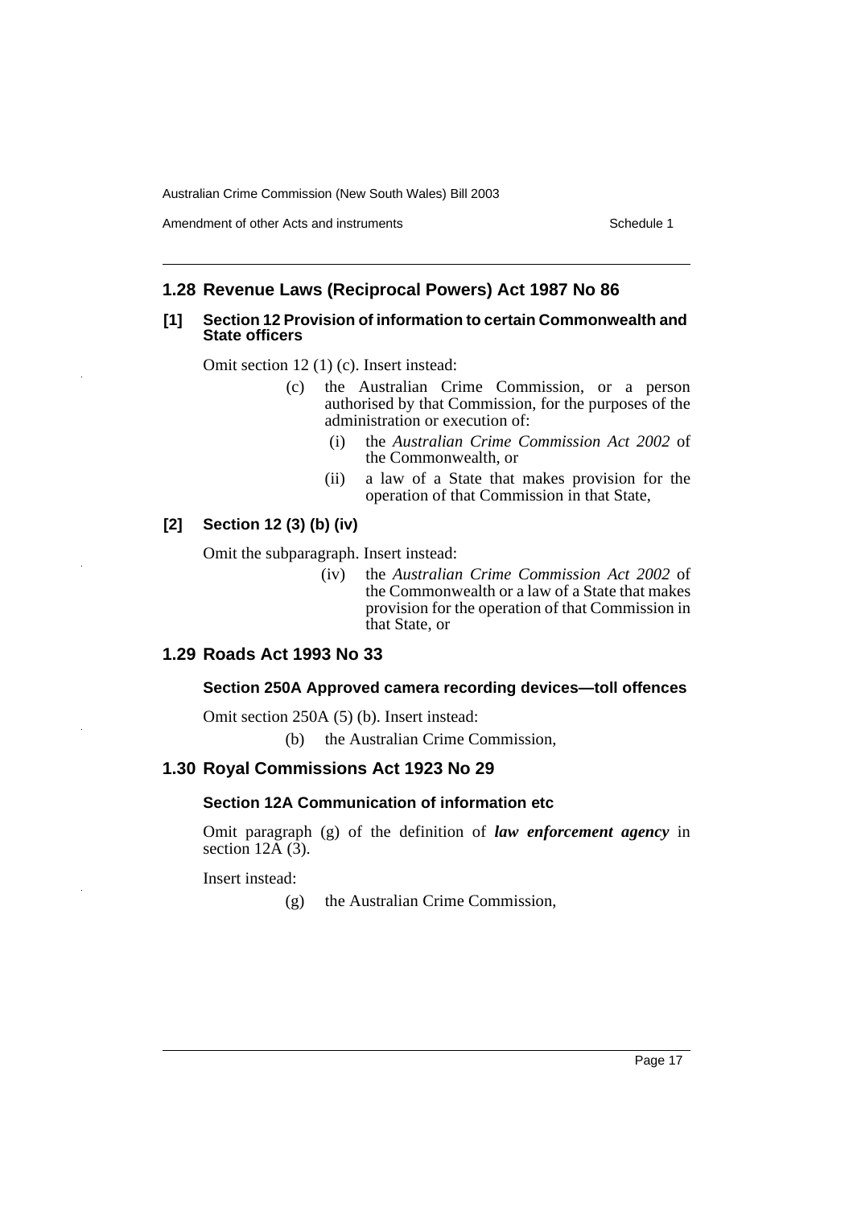## 1.28 Revenue Laws (Reciprocal Powers) Act 1987 No 86

### [1] Section 12 Provision of information to certain Commonwealth and State officers

Omit section 12 (1) (c). Insert instead:

> (c) the Australian Crime Commission, or a person authorised by that Commission, for the purposes of the administration or execution of:
>
> > (i) the *Australian Crime Commission Act 2002* of the Commonwealth, or
> >
> > (ii) a law of a State that makes provision for the operation of that Commission in that State,

### [2] Section 12 (3) (b) (iv)

Omit the subparagraph. Insert instead:

> (iv) the *Australian Crime Commission Act 2002* of the Commonwealth or a law of a State that makes provision for the operation of that Commission in that State, or

## 1.29 Roads Act 1993 No 33

### Section 250A Approved camera recording devices—toll offences

Omit section 250A (5) (b). Insert instead:

> (b) the Australian Crime Commission,

## 1.30 Royal Commissions Act 1923 No 29

### Section 12A Communication of information etc

Omit paragraph (g) of the definition of ***law enforcement agency*** in section 12A (3).

Insert instead:

> (g) the Australian Crime Commission,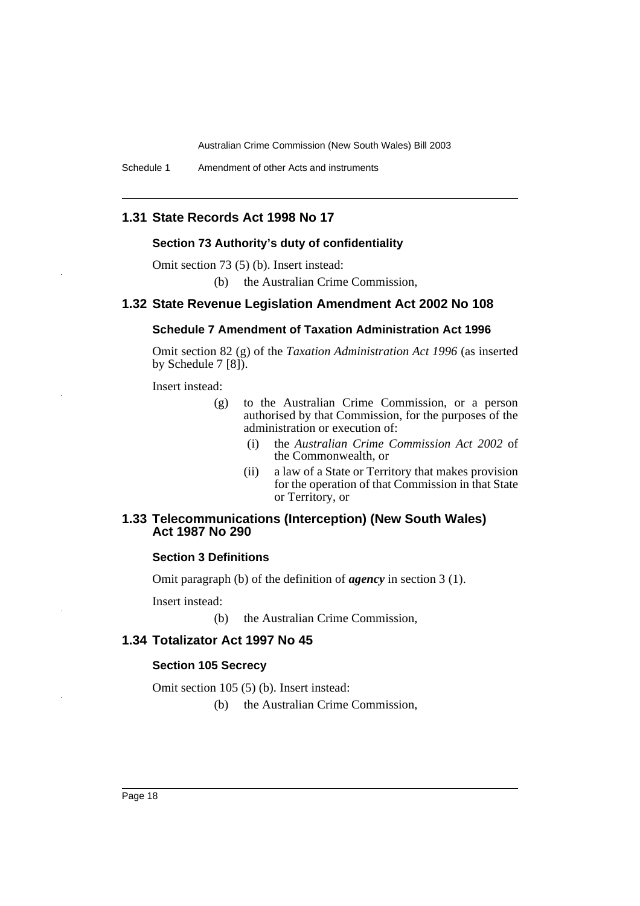## 1.31 State Records Act 1998 No 17

### Section 73 Authority's duty of confidentiality

Omit section 73 (5) (b). Insert instead:

(b) the Australian Crime Commission,

## 1.32 State Revenue Legislation Amendment Act 2002 No 108

### Schedule 7 Amendment of Taxation Administration Act 1996

Omit section 82 (g) of the *Taxation Administration Act 1996* (as inserted by Schedule 7 [8]).

Insert instead:

(g) to the Australian Crime Commission, or a person authorised by that Commission, for the purposes of the administration or execution of:

(i) the *Australian Crime Commission Act 2002* of the Commonwealth, or

(ii) a law of a State or Territory that makes provision for the operation of that Commission in that State or Territory, or

## 1.33 Telecommunications (Interception) (New South Wales) Act 1987 No 290

### Section 3 Definitions

Omit paragraph (b) of the definition of ***agency*** in section 3 (1).

Insert instead:

(b) the Australian Crime Commission,

## 1.34 Totalizator Act 1997 No 45

### Section 105 Secrecy

Omit section 105 (5) (b). Insert instead:

(b) the Australian Crime Commission,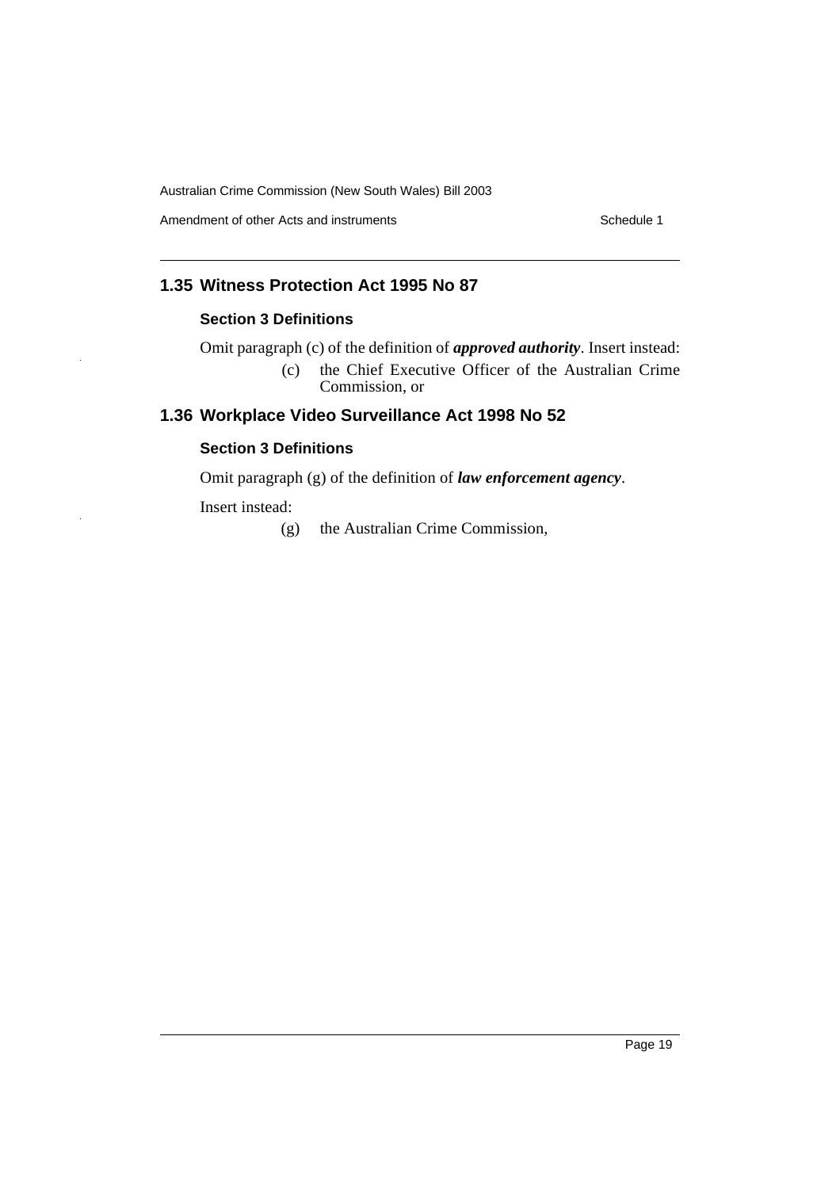## 1.35 Witness Protection Act 1995 No 87

### Section 3 Definitions

Omit paragraph (c) of the definition of ***approved authority***. Insert instead:

> (c) the Chief Executive Officer of the Australian Crime Commission, or

## 1.36 Workplace Video Surveillance Act 1998 No 52

### Section 3 Definitions

Omit paragraph (g) of the definition of ***law enforcement agency***.

Insert instead:

> (g) the Australian Crime Commission,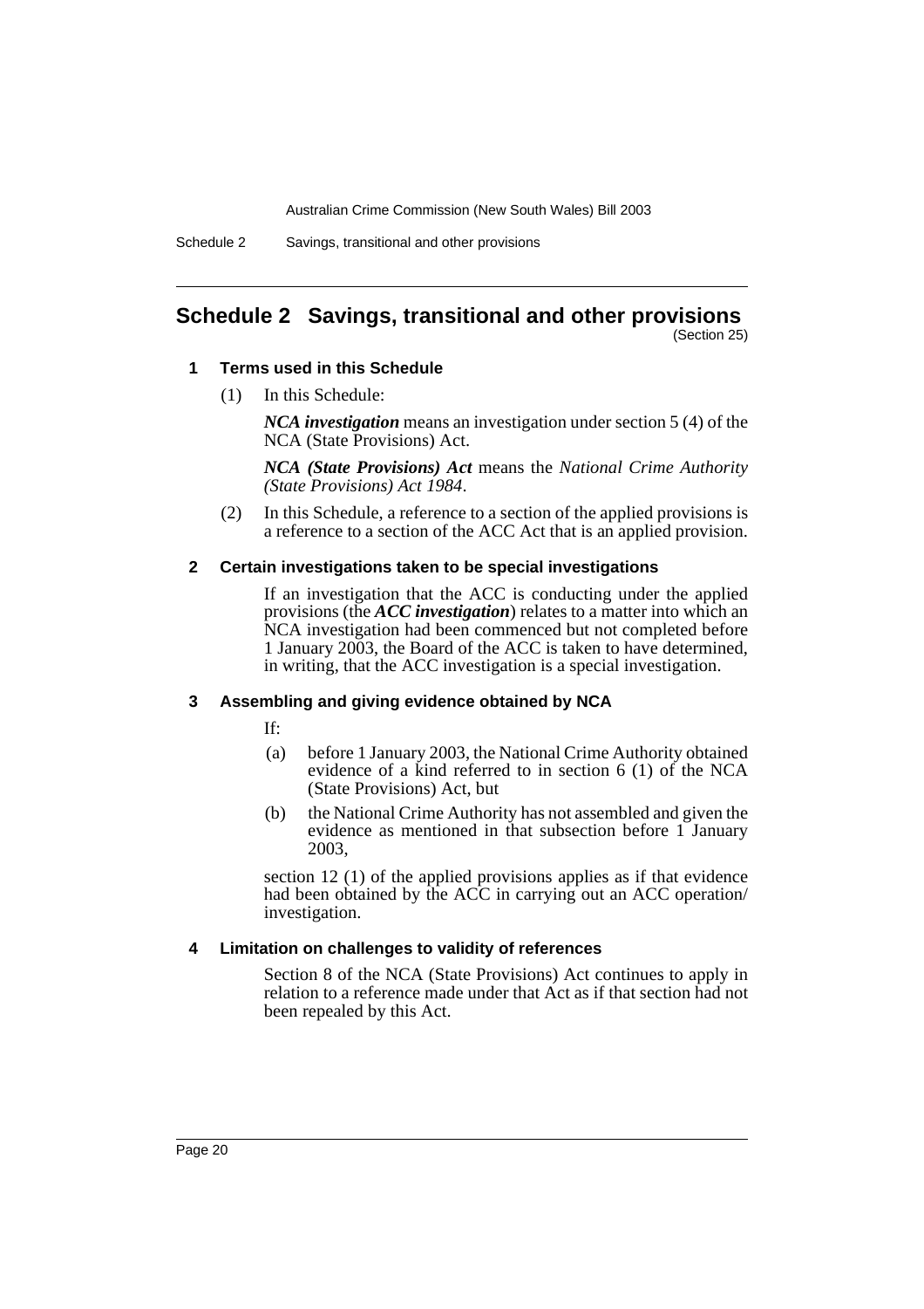# Schedule 2 Savings, transitional and other provisions

(Section 25)

## 1 Terms used in this Schedule

(1) In this Schedule:

***NCA investigation*** means an investigation under section 5 (4) of the NCA (State Provisions) Act.

***NCA (State Provisions) Act*** means the *National Crime Authority (State Provisions) Act 1984*.

(2) In this Schedule, a reference to a section of the applied provisions is a reference to a section of the ACC Act that is an applied provision.

## 2 Certain investigations taken to be special investigations

If an investigation that the ACC is conducting under the applied provisions (the ***ACC investigation***) relates to a matter into which an NCA investigation had been commenced but not completed before 1 January 2003, the Board of the ACC is taken to have determined, in writing, that the ACC investigation is a special investigation.

## 3 Assembling and giving evidence obtained by NCA

If:

(a) before 1 January 2003, the National Crime Authority obtained evidence of a kind referred to in section 6 (1) of the NCA (State Provisions) Act, but

(b) the National Crime Authority has not assembled and given the evidence as mentioned in that subsection before 1 January 2003,

section 12 (1) of the applied provisions applies as if that evidence had been obtained by the ACC in carrying out an ACC operation/investigation.

## 4 Limitation on challenges to validity of references

Section 8 of the NCA (State Provisions) Act continues to apply in relation to a reference made under that Act as if that section had not been repealed by this Act.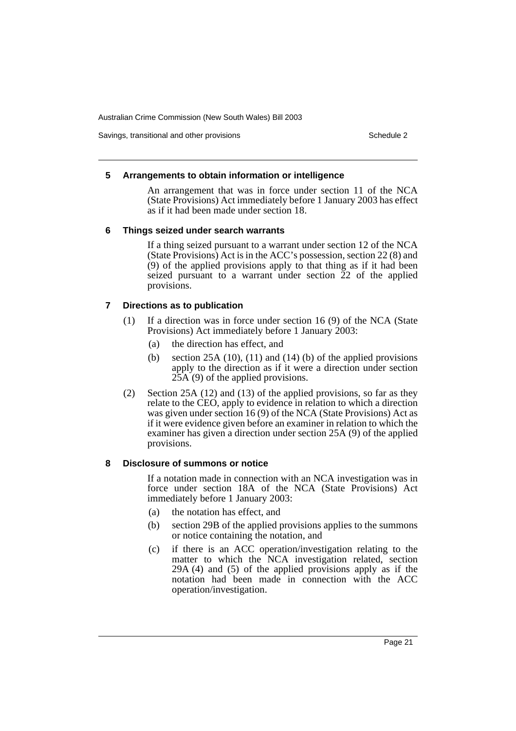### 5 Arrangements to obtain information or intelligence

An arrangement that was in force under section 11 of the NCA (State Provisions) Act immediately before 1 January 2003 has effect as if it had been made under section 18.

### 6 Things seized under search warrants

If a thing seized pursuant to a warrant under section 12 of the NCA (State Provisions) Act is in the ACC's possession, section 22 (8) and (9) of the applied provisions apply to that thing as if it had been seized pursuant to a warrant under section 22 of the applied provisions.

### 7 Directions as to publication

(1) If a direction was in force under section 16 (9) of the NCA (State Provisions) Act immediately before 1 January 2003:

- (a) the direction has effect, and
- (b) section 25A (10), (11) and (14) (b) of the applied provisions apply to the direction as if it were a direction under section 25A (9) of the applied provisions.

(2) Section 25A (12) and (13) of the applied provisions, so far as they relate to the CEO, apply to evidence in relation to which a direction was given under section 16 (9) of the NCA (State Provisions) Act as if it were evidence given before an examiner in relation to which the examiner has given a direction under section 25A (9) of the applied provisions.

### 8 Disclosure of summons or notice

If a notation made in connection with an NCA investigation was in force under section 18A of the NCA (State Provisions) Act immediately before 1 January 2003:

- (a) the notation has effect, and
- (b) section 29B of the applied provisions applies to the summons or notice containing the notation, and
- (c) if there is an ACC operation/investigation relating to the matter to which the NCA investigation related, section 29A (4) and (5) of the applied provisions apply as if the notation had been made in connection with the ACC operation/investigation.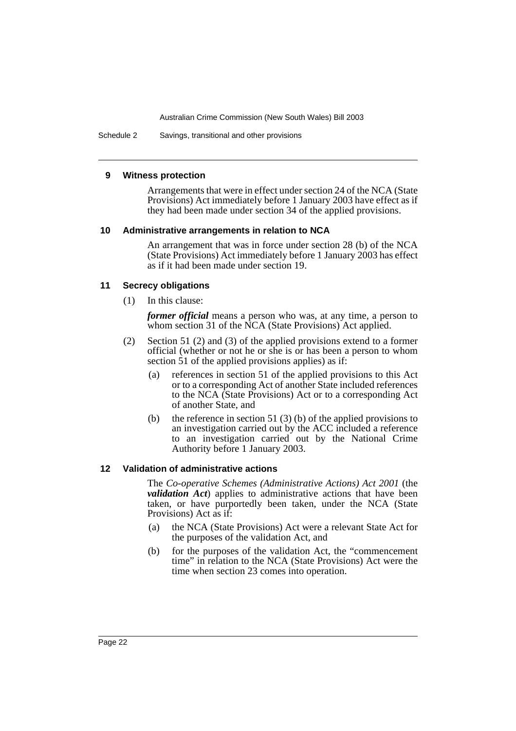### 9 Witness protection

Arrangements that were in effect under section 24 of the NCA (State Provisions) Act immediately before 1 January 2003 have effect as if they had been made under section 34 of the applied provisions.

### 10 Administrative arrangements in relation to NCA

An arrangement that was in force under section 28 (b) of the NCA (State Provisions) Act immediately before 1 January 2003 has effect as if it had been made under section 19.

### 11 Secrecy obligations

(1) In this clause:

***former official*** means a person who was, at any time, a person to whom section 31 of the NCA (State Provisions) Act applied.

(2) Section 51 (2) and (3) of the applied provisions extend to a former official (whether or not he or she is or has been a person to whom section 51 of the applied provisions applies) as if:

- (a) references in section 51 of the applied provisions to this Act or to a corresponding Act of another State included references to the NCA (State Provisions) Act or to a corresponding Act of another State, and
- (b) the reference in section 51 (3) (b) of the applied provisions to an investigation carried out by the ACC included a reference to an investigation carried out by the National Crime Authority before 1 January 2003.

### 12 Validation of administrative actions

The *Co-operative Schemes (Administrative Actions) Act 2001* (the ***validation Act***) applies to administrative actions that have been taken, or have purportedly been taken, under the NCA (State Provisions) Act as if:

- (a) the NCA (State Provisions) Act were a relevant State Act for the purposes of the validation Act, and
- (b) for the purposes of the validation Act, the "commencement time" in relation to the NCA (State Provisions) Act were the time when section 23 comes into operation.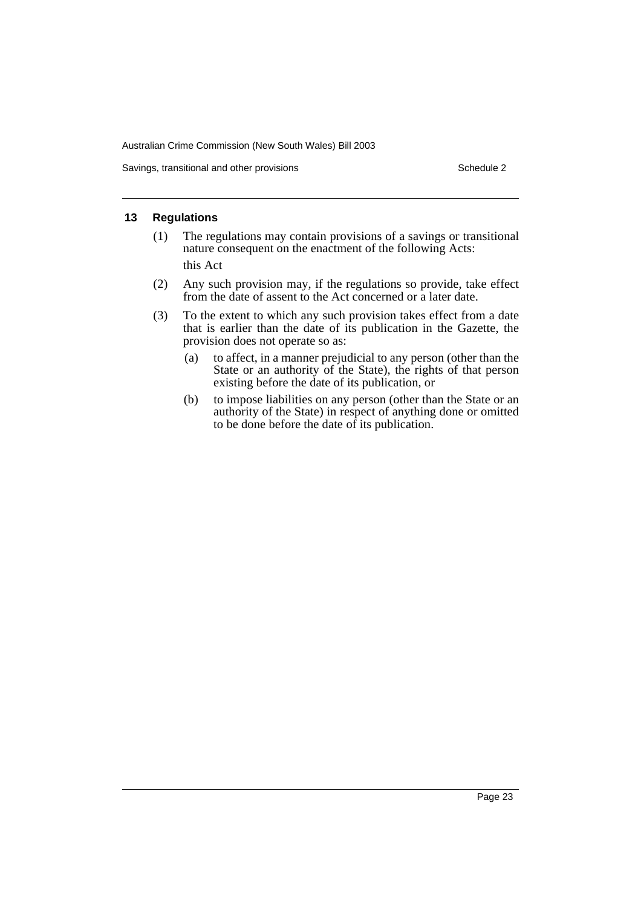### 13 Regulations

(1) The regulations may contain provisions of a savings or transitional nature consequent on the enactment of the following Acts:

this Act

(2) Any such provision may, if the regulations so provide, take effect from the date of assent to the Act concerned or a later date.

(3) To the extent to which any such provision takes effect from a date that is earlier than the date of its publication in the Gazette, the provision does not operate so as:

(a) to affect, in a manner prejudicial to any person (other than the State or an authority of the State), the rights of that person existing before the date of its publication, or

(b) to impose liabilities on any person (other than the State or an authority of the State) in respect of anything done or omitted to be done before the date of its publication.